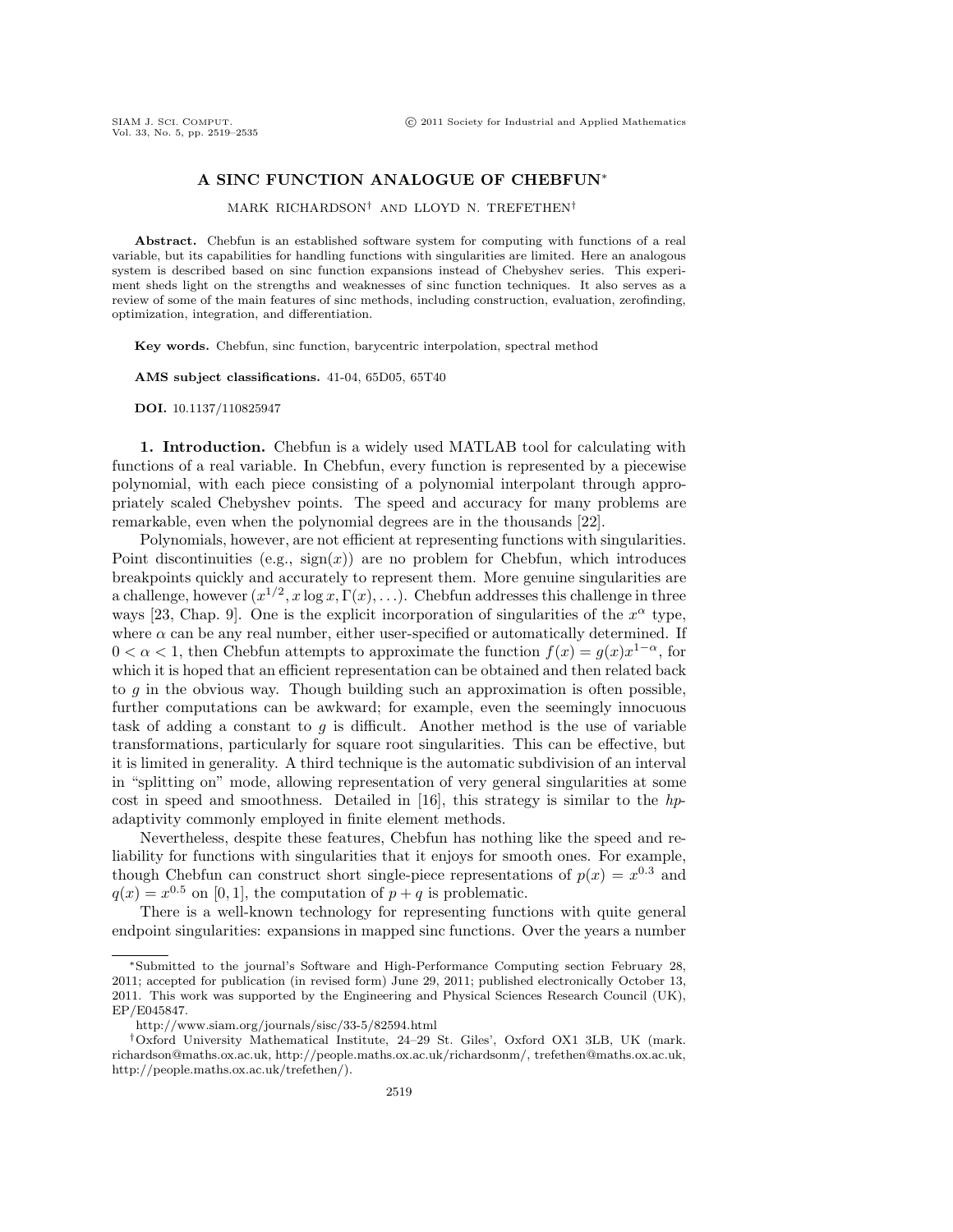# A SINC FUNCTION ANALOGUE OF CHEBFUN*

MARK RICHARDSON† AND LLOYD N. TREFETHEN†

**Abstract.** Chebfun is an established software system for computing with functions of a real variable, but its capabilities for handling functions with singularities are limited. Here an analogous system is described based on sinc function expansions instead of Chebyshev series. This experiment sheds light on the strengths and weaknesses of sinc function techniques. It also serves as a review of some of the main features of sinc methods, including construction, evaluation, zerofinding, optimization, integration, and differentiation.

**Key words.** Chebfun, sinc function, barycentric interpolation, spectral method

**AMS subject classifications.** 41-04, 65D05, 65T40

**DOI.** 10.1137/110825947

**1. Introduction.** Chebfun is a widely used MATLAB tool for calculating with functions of a real variable. In Chebfun, every function is represented by a piecewise polynomial, with each piece consisting of a polynomial interpolant through appropriately scaled Chebyshev points. The speed and accuracy for many problems are remarkable, even when the polynomial degrees are in the thousands [22].

Polynomials, however, are not efficient at representing functions with singularities. Point discontinuities (e.g., $\operatorname{sign}(x)$) are no problem for Chebfun, which introduces breakpoints quickly and accurately to represent them. More genuine singularities are a challenge, however ($x^{1/2}, x \log x, \Gamma(x), \ldots$). Chebfun addresses this challenge in three ways [23, Chap. 9]. One is the explicit incorporation of singularities of the $x^{\alpha}$ type, where $\alpha$ can be any real number, either user-specified or automatically determined. If $0 < \alpha < 1$, then Chebfun attempts to approximate the function $f(x) = g(x)x^{1-\alpha}$, for which it is hoped that an efficient representation can be obtained and then related back to $g$ in the obvious way. Though building such an approximation is often possible, further computations can be awkward; for example, even the seemingly innocuous task of adding a constant to $g$ is difficult. Another method is the use of variable transformations, particularly for square root singularities. This can be effective, but it is limited in generality. A third technique is the automatic subdivision of an interval in "splitting on" mode, allowing representation of very general singularities at some cost in speed and smoothness. Detailed in [16], this strategy is similar to the *hp*-adaptivity commonly employed in finite element methods.

Nevertheless, despite these features, Chebfun has nothing like the speed and reliability for functions with singularities that it enjoys for smooth ones. For example, though Chebfun can construct short single-piece representations of $p(x) = x^{0.3}$ and $q(x) = x^{0.5}$ on $[0, 1]$, the computation of $p + q$ is problematic.

There is a well-known technology for representing functions with quite general endpoint singularities: expansions in mapped sinc functions. Over the years a number

---

*Submitted to the journal's Software and High-Performance Computing section February 28, 2011; accepted for publication (in revised form) June 29, 2011; published electronically October 13, 2011. This work was supported by the Engineering and Physical Sciences Research Council (UK), EP/E045847.

http://www.siam.org/journals/sisc/33-5/82594.html

†Oxford University Mathematical Institute, 24–29 St. Giles', Oxford OX1 3LB, UK (mark.richardson@maths.ox.ac.uk, http://people.maths.ox.ac.uk/richardsonm/, trefethen@maths.ox.ac.uk, http://people.maths.ox.ac.uk/trefethen/).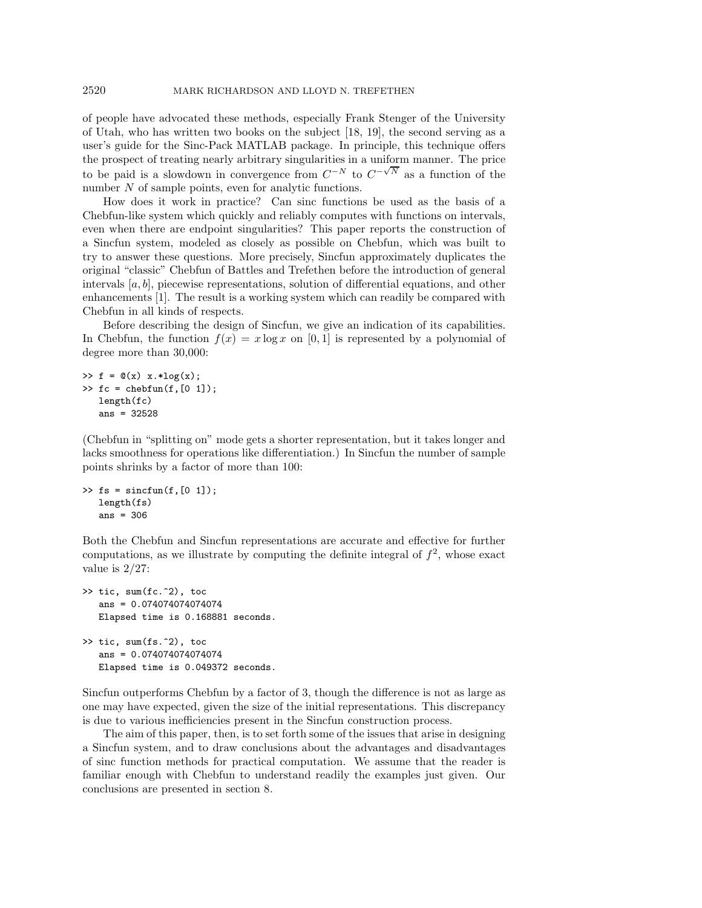of people have advocated these methods, especially Frank Stenger of the University of Utah, who has written two books on the subject [18, 19], the second serving as a user's guide for the Sinc-Pack MATLAB package. In principle, this technique offers the prospect of treating nearly arbitrary singularities in a uniform manner. The price to be paid is a slowdown in convergence from $C^{-N}$ to $C^{-\sqrt{N}}$ as a function of the number $N$ of sample points, even for analytic functions.

How does it work in practice? Can sinc functions be used as the basis of a Chebfun-like system which quickly and reliably computes with functions on intervals, even when there are endpoint singularities? This paper reports the construction of a Sincfun system, modeled as closely as possible on Chebfun, which was built to try to answer these questions. More precisely, Sincfun approximately duplicates the original "classic" Chebfun of Battles and Trefethen before the introduction of general intervals $[a, b]$, piecewise representations, solution of differential equations, and other enhancements [1]. The result is a working system which can readily be compared with Chebfun in all kinds of respects.

Before describing the design of Sincfun, we give an indication of its capabilities. In Chebfun, the function $f(x) = x \log x$ on $[0, 1]$ is represented by a polynomial of degree more than 30,000:

```
>> f = @(x) x.*log(x);
>> fc = chebfun(f,[0 1]);
   length(fc)
   ans = 32528
```

(Chebfun in "splitting on" mode gets a shorter representation, but it takes longer and lacks smoothness for operations like differentiation.) In Sincfun the number of sample points shrinks by a factor of more than 100:

```
>> fs = sincfun(f,[0 1]);
   length(fs)
   ans = 306
```

Both the Chebfun and Sincfun representations are accurate and effective for further computations, as we illustrate by computing the definite integral of $f^2$, whose exact value is $2/27$:

```
>> tic, sum(fc.^2), toc
   ans = 0.074074074074074
   Elapsed time is 0.168881 seconds.

>> tic, sum(fs.^2), toc
   ans = 0.074074074074074
   Elapsed time is 0.049372 seconds.
```

Sincfun outperforms Chebfun by a factor of 3, though the difference is not as large as one may have expected, given the size of the initial representations. This discrepancy is due to various inefficiencies present in the Sincfun construction process.

The aim of this paper, then, is to set forth some of the issues that arise in designing a Sincfun system, and to draw conclusions about the advantages and disadvantages of sinc function methods for practical computation. We assume that the reader is familiar enough with Chebfun to understand readily the examples just given. Our conclusions are presented in section 8.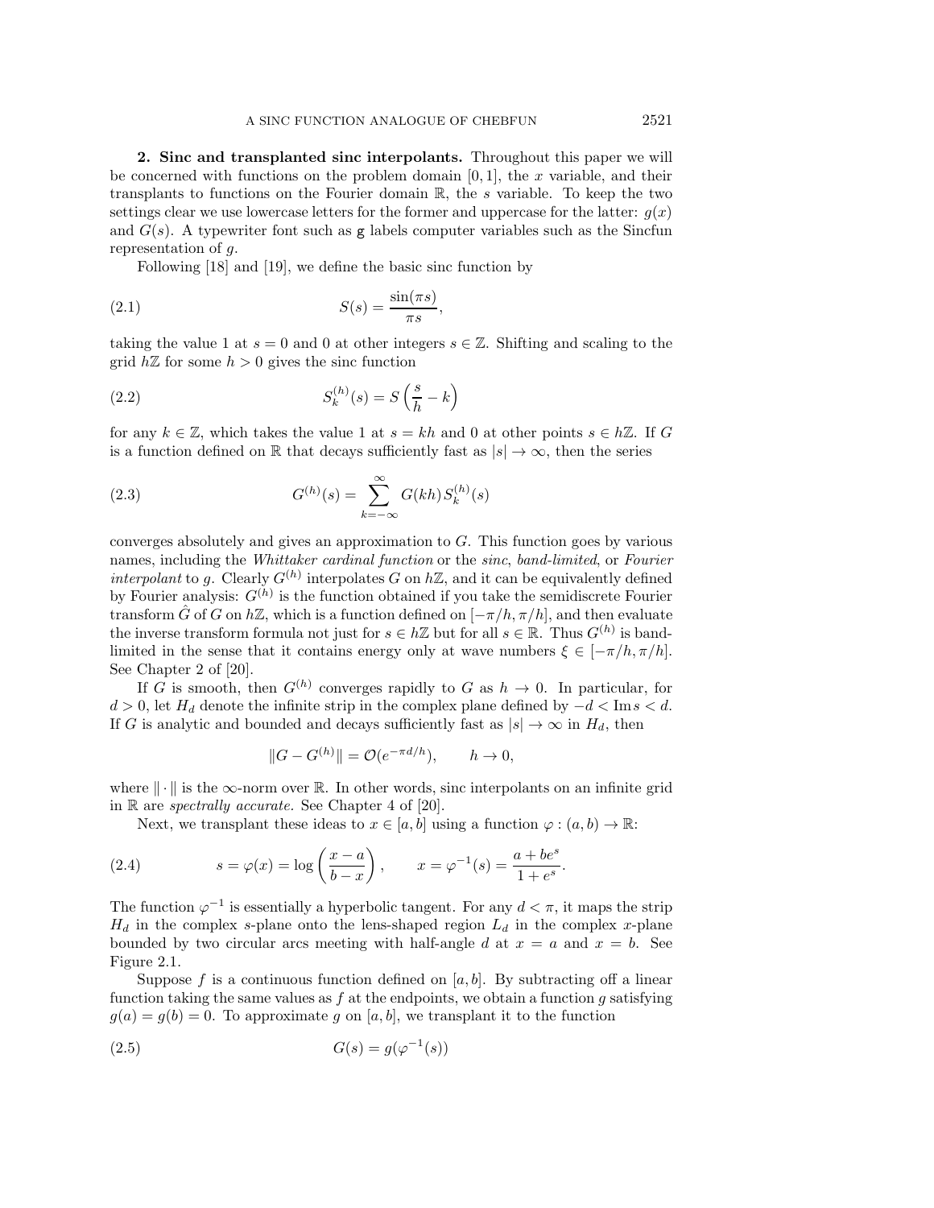## 2. Sinc and transplanted sinc interpolants.

Throughout this paper we will be concerned with functions on the problem domain $[0, 1]$, the $x$ variable, and their transplants to functions on the Fourier domain $\mathbb{R}$, the $s$ variable. To keep the two settings clear we use lowercase letters for the former and uppercase for the latter: $g(x)$ and $G(s)$. A typewriter font such as $\mathtt{g}$ labels computer variables such as the Sincfun representation of $g$.

Following [18] and [19], we define the basic sinc function by

$$S(s) = \frac{\sin(\pi s)}{\pi s}, \tag{2.1}$$

taking the value 1 at $s = 0$ and 0 at other integers $s \in \mathbb{Z}$. Shifting and scaling to the grid $h\mathbb{Z}$ for some $h > 0$ gives the sinc function

$$S_k^{(h)}(s) = S\left(\frac{s}{h} - k\right) \tag{2.2}$$

for any $k \in \mathbb{Z}$, which takes the value 1 at $s = kh$ and 0 at other points $s \in h\mathbb{Z}$. If $G$ is a function defined on $\mathbb{R}$ that decays sufficiently fast as $|s| \to \infty$, then the series

$$G^{(h)}(s) = \sum_{k=-\infty}^{\infty} G(kh) S_k^{(h)}(s) \tag{2.3}$$

converges absolutely and gives an approximation to $G$. This function goes by various names, including the *Whittaker cardinal function* or the *sinc*, *band-limited*, or *Fourier interpolant* to $g$. Clearly $G^{(h)}$ interpolates $G$ on $h\mathbb{Z}$, and it can be equivalently defined by Fourier analysis: $G^{(h)}$ is the function obtained if you take the semidiscrete Fourier transform $\hat{G}$ of $G$ on $h\mathbb{Z}$, which is a function defined on $[-\pi/h, \pi/h]$, and then evaluate the inverse transform formula not just for $s \in h\mathbb{Z}$ but for all $s \in \mathbb{R}$. Thus $G^{(h)}$ is band-limited in the sense that it contains energy only at wave numbers $\xi \in [-\pi/h, \pi/h]$. See Chapter 2 of [20].

If $G$ is smooth, then $G^{(h)}$ converges rapidly to $G$ as $h \to 0$. In particular, for $d > 0$, let $H_d$ denote the infinite strip in the complex plane defined by $-d < \operatorname{Im} s < d$. If $G$ is analytic and bounded and decays sufficiently fast as $|s| \to \infty$ in $H_d$, then

$$\|G - G^{(h)}\| = \mathcal{O}(e^{-\pi d/h}), \qquad h \to 0,$$

where $\|\cdot\|$ is the $\infty$-norm over $\mathbb{R}$. In other words, sinc interpolants on an infinite grid in $\mathbb{R}$ are *spectrally accurate*. See Chapter 4 of [20].

Next, we transplant these ideas to $x \in [a, b]$ using a function $\varphi : (a, b) \to \mathbb{R}$:

$$s = \varphi(x) = \log\left(\frac{x - a}{b - x}\right), \qquad x = \varphi^{-1}(s) = \frac{a + be^s}{1 + e^s}. \tag{2.4}$$

The function $\varphi^{-1}$ is essentially a hyperbolic tangent. For any $d < \pi$, it maps the strip $H_d$ in the complex $s$-plane onto the lens-shaped region $L_d$ in the complex $x$-plane bounded by two circular arcs meeting with half-angle $d$ at $x = a$ and $x = b$. See Figure 2.1.

Suppose $f$ is a continuous function defined on $[a, b]$. By subtracting off a linear function taking the same values as $f$ at the endpoints, we obtain a function $g$ satisfying $g(a) = g(b) = 0$. To approximate $g$ on $[a, b]$, we transplant it to the function

$$G(s) = g(\varphi^{-1}(s)) \tag{2.5}$$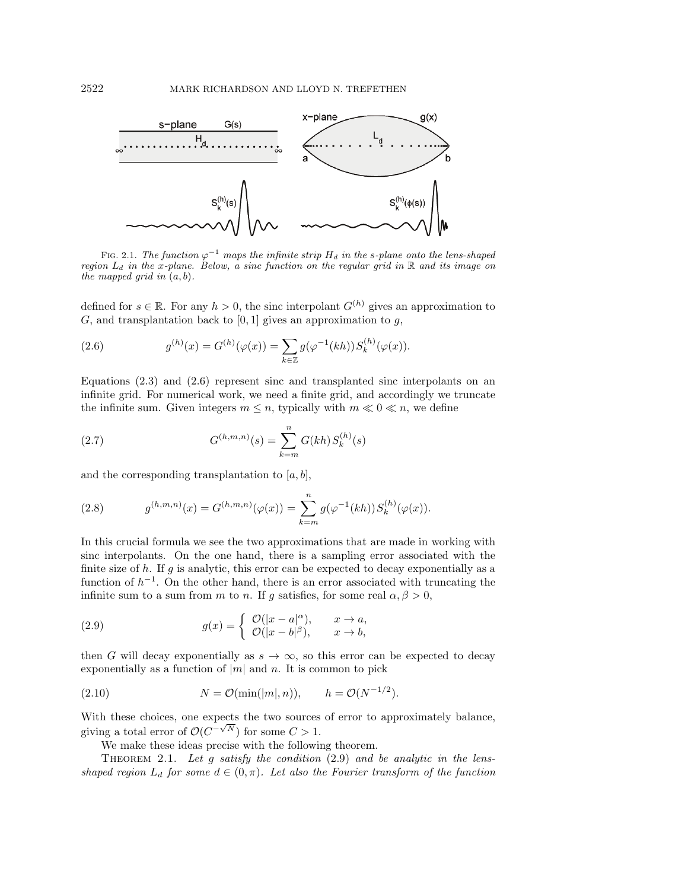FIG. 2.1. *The function $\varphi^{-1}$ maps the infinite strip $H_d$ in the s-plane onto the lens-shaped region $L_d$ in the x-plane. Below, a sinc function on the regular grid in $\mathbb{R}$ and its image on the mapped grid in $(a, b)$.*

defined for $s \in \mathbb{R}$. For any $h > 0$, the sinc interpolant $G^{(h)}$ gives an approximation to $G$, and transplantation back to $[0, 1]$ gives an approximation to $g$,

$$g^{(h)}(x) = G^{(h)}(\varphi(x)) = \sum_{k \in \mathbb{Z}} g(\varphi^{-1}(kh)) S_k^{(h)}(\varphi(x)). \tag{2.6}$$

Equations (2.3) and (2.6) represent sinc and transplanted sinc interpolants on an infinite grid. For numerical work, we need a finite grid, and accordingly we truncate the infinite sum. Given integers $m \le n$, typically with $m \ll 0 \ll n$, we define

$$G^{(h,m,n)}(s) = \sum_{k=m}^{n} G(kh) S_k^{(h)}(s) \tag{2.7}$$

and the corresponding transplantation to $[a, b]$,

$$g^{(h,m,n)}(x) = G^{(h,m,n)}(\varphi(x)) = \sum_{k=m}^{n} g(\varphi^{-1}(kh)) S_k^{(h)}(\varphi(x)). \tag{2.8}$$

In this crucial formula we see the two approximations that are made in working with sinc interpolants. On the one hand, there is a sampling error associated with the finite size of $h$. If $g$ is analytic, this error can be expected to decay exponentially as a function of $h^{-1}$. On the other hand, there is an error associated with truncating the infinite sum to a sum from $m$ to $n$. If $g$ satisfies, for some real $\alpha, \beta > 0$,

$$g(x) = \begin{cases} \mathcal{O}(|x-a|^{\alpha}), & x \to a, \\ \mathcal{O}(|x-b|^{\beta}), & x \to b, \end{cases} \tag{2.9}$$

then $G$ will decay exponentially as $s \to \infty$, so this error can be expected to decay exponentially as a function of $|m|$ and $n$. It is common to pick

$$N = \mathcal{O}(\min(|m|, n)), \qquad h = \mathcal{O}(N^{-1/2}). \tag{2.10}$$

With these choices, one expects the two sources of error to approximately balance, giving a total error of $\mathcal{O}(C^{-\sqrt{N}})$ for some $C > 1$.

We make these ideas precise with the following theorem.

THEOREM 2.1. *Let $g$ satisfy the condition* (2.9) *and be analytic in the lens-shaped region $L_d$ for some $d \in (0, \pi)$. Let also the Fourier transform of the function*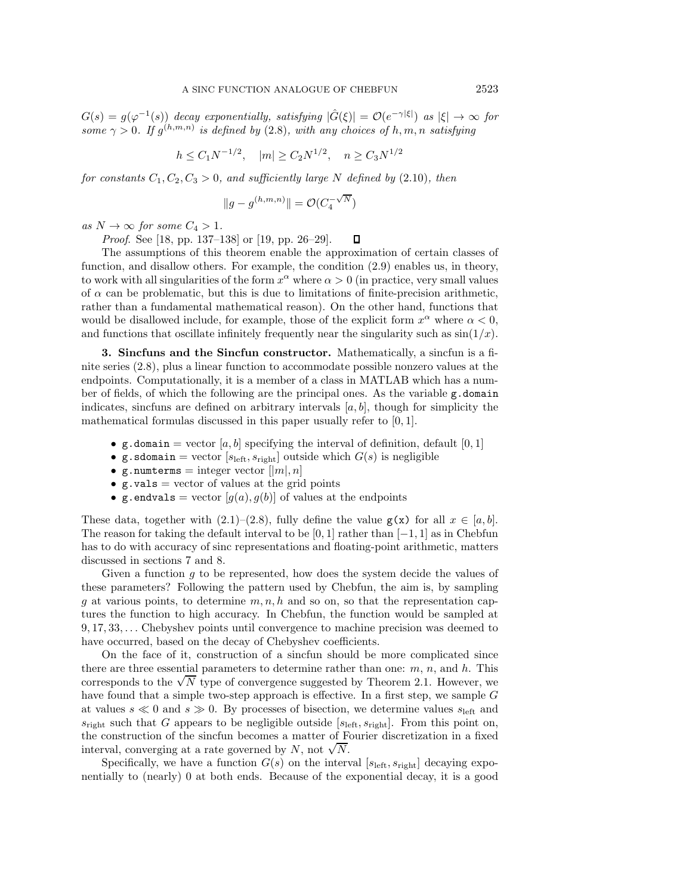*$G(s) = g(\varphi^{-1}(s))$ decay exponentially, satisfying $|\hat{G}(\xi)| = \mathcal{O}(e^{-\gamma|\xi|})$ as $|\xi| \to \infty$ for some $\gamma > 0$. If $g^{(h,m,n)}$ is defined by* (2.8)*, with any choices of $h, m, n$ satisfying*

$$h \leq C_1 N^{-1/2}, \quad |m| \geq C_2 N^{1/2}, \quad n \geq C_3 N^{1/2}$$

*for constants $C_1, C_2, C_3 > 0$, and sufficiently large $N$ defined by* (2.10)*, then*

$$\|g - g^{(h,m,n)}\| = \mathcal{O}(C_4^{-\sqrt{N}})$$

*as $N \to \infty$ for some $C_4 > 1$.*

*Proof.* See [18, pp. 137–138] or [19, pp. 26–29]. ∎

The assumptions of this theorem enable the approximation of certain classes of function, and disallow others. For example, the condition (2.9) enables us, in theory, to work with all singularities of the form $x^\alpha$ where $\alpha > 0$ (in practice, very small values of $\alpha$ can be problematic, but this is due to limitations of finite-precision arithmetic, rather than a fundamental mathematical reason). On the other hand, functions that would be disallowed include, for example, those of the explicit form $x^\alpha$ where $\alpha < 0$, and functions that oscillate infinitely frequently near the singularity such as $\sin(1/x)$.

## 3. Sincfuns and the Sincfun constructor.

Mathematically, a sincfun is a finite series (2.8), plus a linear function to accommodate possible nonzero values at the endpoints. Computationally, it is a member of a class in MATLAB which has a number of fields, of which the following are the principal ones. As the variable `g.domain` indicates, sincfuns are defined on arbitrary intervals $[a, b]$, though for simplicity the mathematical formulas discussed in this paper usually refer to $[0, 1]$.

- `g.domain` = vector $[a, b]$ specifying the interval of definition, default $[0, 1]$
- `g.sdomain` = vector $[s_{\text{left}}, s_{\text{right}}]$ outside which $G(s)$ is negligible
- `g.numterms` = integer vector $[|m|, n]$
- `g.vals` = vector of values at the grid points
- `g.endvals` = vector $[g(a), g(b)]$ of values at the endpoints

These data, together with (2.1)–(2.8), fully define the value `g(x)` for all $x \in [a, b]$. The reason for taking the default interval to be $[0, 1]$ rather than $[-1, 1]$ as in Chebfun has to do with accuracy of sinc representations and floating-point arithmetic, matters discussed in sections 7 and 8.

Given a function $g$ to be represented, how does the system decide the values of these parameters? Following the pattern used by Chebfun, the aim is, by sampling $g$ at various points, to determine $m, n, h$ and so on, so that the representation captures the function to high accuracy. In Chebfun, the function would be sampled at $9, 17, 33, \ldots$ Chebyshev points until convergence to machine precision was deemed to have occurred, based on the decay of Chebyshev coefficients.

On the face of it, construction of a sincfun should be more complicated since there are three essential parameters to determine rather than one: $m$, $n$, and $h$. This corresponds to the $\sqrt{N}$ type of convergence suggested by Theorem 2.1. However, we have found that a simple two-step approach is effective. In a first step, we sample $G$ at values $s \ll 0$ and $s \gg 0$. By processes of bisection, we determine values $s_{\text{left}}$ and $s_{\text{right}}$ such that $G$ appears to be negligible outside $[s_{\text{left}}, s_{\text{right}}]$. From this point on, the construction of the sincfun becomes a matter of Fourier discretization in a fixed interval, converging at a rate governed by $N$, not $\sqrt{N}$.

Specifically, we have a function $G(s)$ on the interval $[s_{\text{left}}, s_{\text{right}}]$ decaying exponentially to (nearly) 0 at both ends. Because of the exponential decay, it is a good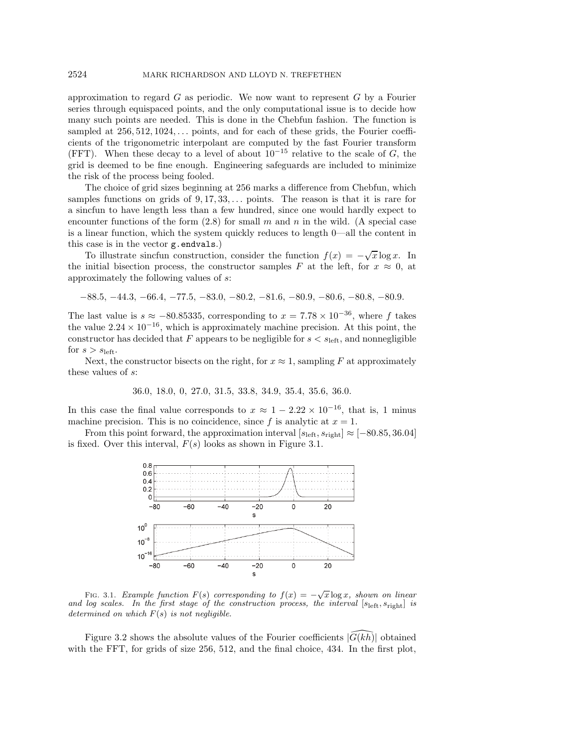approximation to regard $G$ as periodic. We now want to represent $G$ by a Fourier series through equispaced points, and the only computational issue is to decide how many such points are needed. This is done in the Chebfun fashion. The function is sampled at $256, 512, 1024, \ldots$ points, and for each of these grids, the Fourier coefficients of the trigonometric interpolant are computed by the fast Fourier transform (FFT). When these decay to a level of about $10^{-15}$ relative to the scale of $G$, the grid is deemed to be fine enough. Engineering safeguards are included to minimize the risk of the process being fooled.

The choice of grid sizes beginning at 256 marks a difference from Chebfun, which samples functions on grids of $9, 17, 33, \ldots$ points. The reason is that it is rare for a sincfun to have length less than a few hundred, since one would hardly expect to encounter functions of the form (2.8) for small $m$ and $n$ in the wild. (A special case is a linear function, which the system quickly reduces to length 0—all the content in this case is in the vector `g.endvals`.)

To illustrate sincfun construction, consider the function $f(x) = -\sqrt{x}\log x$. In the initial bisection process, the constructor samples $F$ at the left, for $x \approx 0$, at approximately the following values of $s$:

$$-88.5,\ -44.3,\ -66.4,\ -77.5,\ -83.0,\ -80.2,\ -81.6,\ -80.9,\ -80.6,\ -80.8,\ -80.9.$$

The last value is $s \approx -80.85335$, corresponding to $x = 7.78 \times 10^{-36}$, where $f$ takes the value $2.24 \times 10^{-16}$, which is approximately machine precision. At this point, the constructor has decided that $F$ appears to be negligible for $s < s_{\text{left}}$, and nonnegligible for $s > s_{\text{left}}$.

Next, the constructor bisects on the right, for $x \approx 1$, sampling $F$ at approximately these values of $s$:

$$36.0,\ 18.0,\ 0,\ 27.0,\ 31.5,\ 33.8,\ 34.9,\ 35.4,\ 35.6,\ 36.0.$$

In this case the final value corresponds to $x \approx 1 - 2.22 \times 10^{-16}$, that is, 1 minus machine precision. This is no coincidence, since $f$ is analytic at $x = 1$.

From this point forward, the approximation interval $[s_{\text{left}}, s_{\text{right}}] \approx [-80.85, 36.04]$ is fixed. Over this interval, $F(s)$ looks as shown in Figure 3.1.

FIG. 3.1. *Example function $F(s)$ corresponding to $f(x) = -\sqrt{x}\log x$, shown on linear and log scales. In the first stage of the construction process, the interval $[s_{\text{left}}, s_{\text{right}}]$ is determined on which $F(s)$ is not negligible.*

Figure 3.2 shows the absolute values of the Fourier coefficients $|\widehat{G(kh)}|$ obtained with the FFT, for grids of size 256, 512, and the final choice, 434. In the first plot,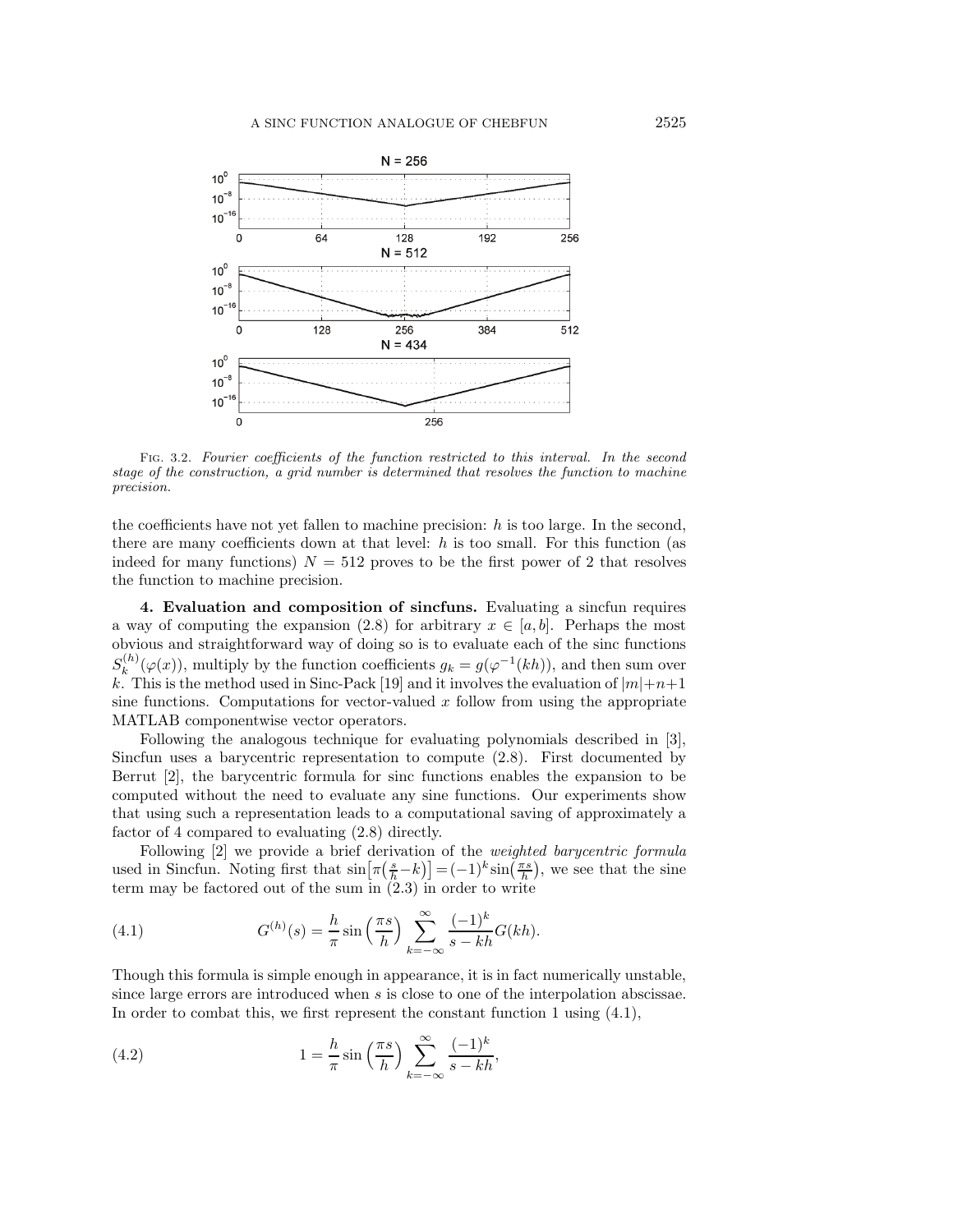FIG. 3.2. *Fourier coefficients of the function restricted to this interval. In the second stage of the construction, a grid number is determined that resolves the function to machine precision.*

the coefficients have not yet fallen to machine precision: $h$ is too large. In the second, there are many coefficients down at that level: $h$ is too small. For this function (as indeed for many functions) $N = 512$ proves to be the first power of 2 that resolves the function to machine precision.

## 4. Evaluation and composition of sincfuns.

Evaluating a sincfun requires a way of computing the expansion (2.8) for arbitrary $x \in [a, b]$. Perhaps the most obvious and straightforward way of doing so is to evaluate each of the sinc functions $S_k^{(h)}(\varphi(x))$, multiply by the function coefficients $g_k = g(\varphi^{-1}(kh))$, and then sum over $k$. This is the method used in Sinc-Pack [19] and it involves the evaluation of $|m|+n+1$ sine functions. Computations for vector-valued $x$ follow from using the appropriate MATLAB componentwise vector operators.

Following the analogous technique for evaluating polynomials described in [3], Sincfun uses a barycentric representation to compute (2.8). First documented by Berrut [2], the barycentric formula for sinc functions enables the expansion to be computed without the need to evaluate any sine functions. Our experiments show that using such a representation leads to a computational saving of approximately a factor of 4 compared to evaluating (2.8) directly.

Following [2] we provide a brief derivation of the *weighted barycentric formula* used in Sincfun. Noting first that $\sin\left[\pi\left(\frac{s}{h}-k\right)\right] = (-1)^k \sin\left(\frac{\pi s}{h}\right)$, we see that the sine term may be factored out of the sum in (2.3) in order to write

$$G^{(h)}(s) = \frac{h}{\pi} \sin\left(\frac{\pi s}{h}\right) \sum_{k=-\infty}^{\infty} \frac{(-1)^k}{s - kh} G(kh). \tag{4.1}$$

Though this formula is simple enough in appearance, it is in fact numerically unstable, since large errors are introduced when $s$ is close to one of the interpolation abscissae. In order to combat this, we first represent the constant function 1 using (4.1),

$$1 = \frac{h}{\pi} \sin\left(\frac{\pi s}{h}\right) \sum_{k=-\infty}^{\infty} \frac{(-1)^k}{s - kh}, \tag{4.2}$$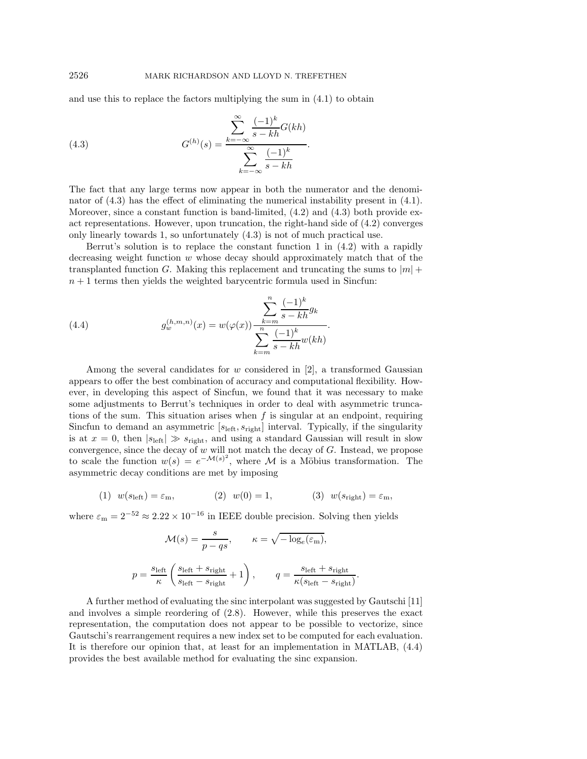and use this to replace the factors multiplying the sum in (4.1) to obtain

$$G^{(h)}(s) = \frac{\displaystyle\sum_{k=-\infty}^{\infty} \frac{(-1)^k}{s-kh} G(kh)}{\displaystyle\sum_{k=-\infty}^{\infty} \frac{(-1)^k}{s-kh}}. \tag{4.3}$$

The fact that any large terms now appear in both the numerator and the denominator of (4.3) has the effect of eliminating the numerical instability present in (4.1). Moreover, since a constant function is band-limited, (4.2) and (4.3) both provide exact representations. However, upon truncation, the right-hand side of (4.2) converges only linearly towards 1, so unfortunately (4.3) is not of much practical use.

Berrut's solution is to replace the constant function 1 in (4.2) with a rapidly decreasing weight function $w$ whose decay should approximately match that of the transplanted function $G$. Making this replacement and truncating the sums to $|m| + n + 1$ terms then yields the weighted barycentric formula used in Sincfun:

$$g_w^{(h,m,n)}(x) = w(\varphi(x)) \frac{\displaystyle\sum_{k=m}^{n} \frac{(-1)^k}{s-kh} g_k}{\displaystyle\sum_{k=m}^{n} \frac{(-1)^k}{s-kh} w(kh)}. \tag{4.4}$$

Among the several candidates for $w$ considered in [2], a transformed Gaussian appears to offer the best combination of accuracy and computational flexibility. However, in developing this aspect of Sincfun, we found that it was necessary to make some adjustments to Berrut's techniques in order to deal with asymmetric truncations of the sum. This situation arises when $f$ is singular at an endpoint, requiring Sincfun to demand an asymmetric $[s_{\text{left}}, s_{\text{right}}]$ interval. Typically, if the singularity is at $x = 0$, then $|s_{\text{left}}| \gg s_{\text{right}}$, and using a standard Gaussian will result in slow convergence, since the decay of $w$ will not match the decay of $G$. Instead, we propose to scale the function $w(s) = e^{-\mathcal{M}(s)^2}$, where $\mathcal{M}$ is a Möbius transformation. The asymmetric decay conditions are met by imposing

$$(1)\ \ w(s_{\text{left}}) = \varepsilon_{\text{m}}, \qquad (2)\ \ w(0) = 1, \qquad (3)\ \ w(s_{\text{right}}) = \varepsilon_{\text{m}},$$

where $\varepsilon_{\text{m}} = 2^{-52} \approx 2.22 \times 10^{-16}$ in IEEE double precision. Solving then yields

$$\mathcal{M}(s) = \frac{s}{p - qs}, \qquad \kappa = \sqrt{-\log_e(\varepsilon_{\text{m}})},$$

$$p = \frac{s_{\text{left}}}{\kappa}\left(\frac{s_{\text{left}} + s_{\text{right}}}{s_{\text{left}} - s_{\text{right}}} + 1\right), \qquad q = \frac{s_{\text{left}} + s_{\text{right}}}{\kappa(s_{\text{left}} - s_{\text{right}})}.$$

A further method of evaluating the sinc interpolant was suggested by Gautschi [11] and involves a simple reordering of (2.8). However, while this preserves the exact representation, the computation does not appear to be possible to vectorize, since Gautschi's rearrangement requires a new index set to be computed for each evaluation. It is therefore our opinion that, at least for an implementation in MATLAB, (4.4) provides the best available method for evaluating the sinc expansion.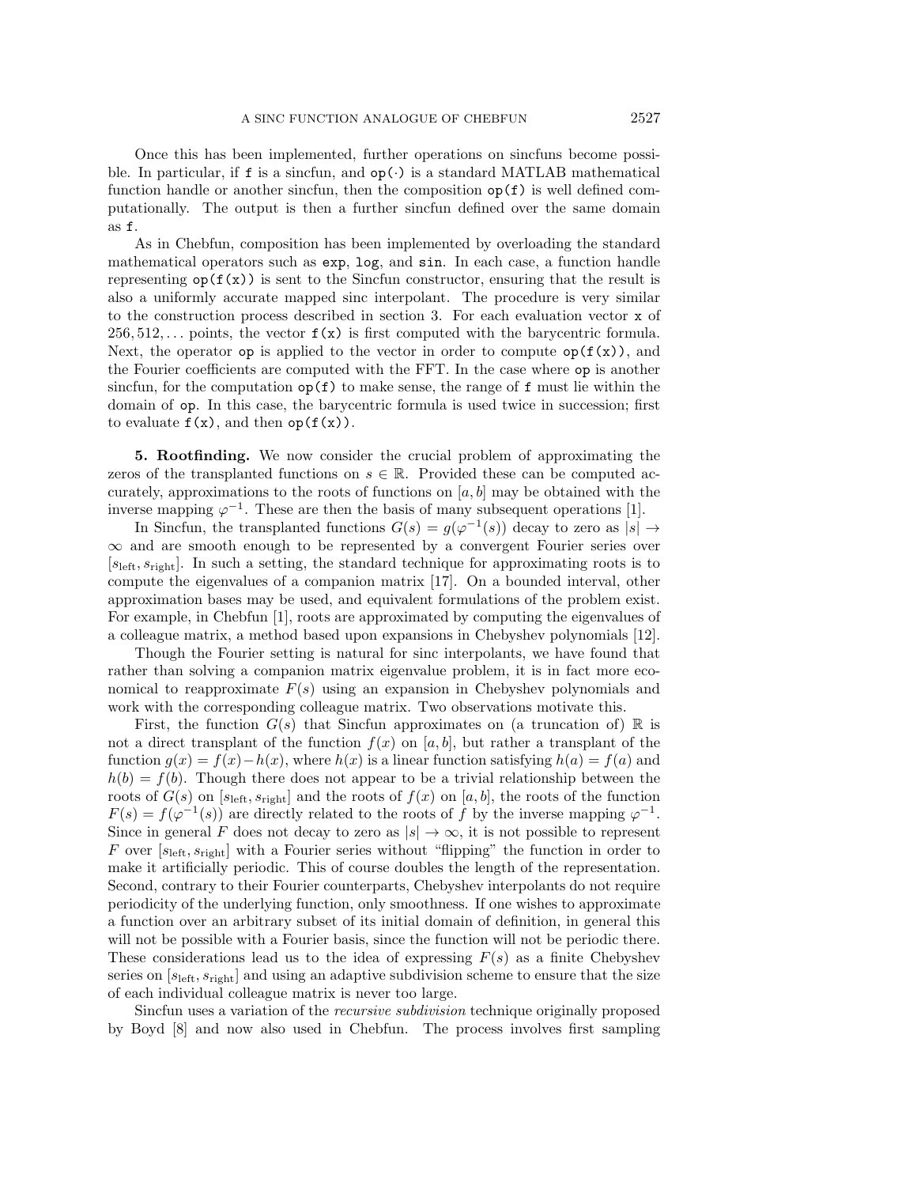Once this has been implemented, further operations on sincfuns become possible. In particular, if `f` is a sincfun, and `op(·)` is a standard MATLAB mathematical function handle or another sincfun, then the composition `op(f)` is well defined computationally. The output is then a further sincfun defined over the same domain as `f`.

As in Chebfun, composition has been implemented by overloading the standard mathematical operators such as `exp`, `log`, and `sin`. In each case, a function handle representing `op(f(x))` is sent to the Sincfun constructor, ensuring that the result is also a uniformly accurate mapped sinc interpolant. The procedure is very similar to the construction process described in section 3. For each evaluation vector `x` of $256, 512, \ldots$ points, the vector `f(x)` is first computed with the barycentric formula. Next, the operator `op` is applied to the vector in order to compute `op(f(x))`, and the Fourier coefficients are computed with the FFT. In the case where `op` is another sincfun, for the computation `op(f)` to make sense, the range of `f` must lie within the domain of `op`. In this case, the barycentric formula is used twice in succession; first to evaluate `f(x)`, and then `op(f(x))`.

**5. Rootfinding.** We now consider the crucial problem of approximating the zeros of the transplanted functions on $s \in \mathbb{R}$. Provided these can be computed accurately, approximations to the roots of functions on $[a, b]$ may be obtained with the inverse mapping $\varphi^{-1}$. These are then the basis of many subsequent operations [1].

In Sincfun, the transplanted functions $G(s) = g(\varphi^{-1}(s))$ decay to zero as $|s| \to \infty$ and are smooth enough to be represented by a convergent Fourier series over $[s_{\text{left}}, s_{\text{right}}]$. In such a setting, the standard technique for approximating roots is to compute the eigenvalues of a companion matrix [17]. On a bounded interval, other approximation bases may be used, and equivalent formulations of the problem exist. For example, in Chebfun [1], roots are approximated by computing the eigenvalues of a colleague matrix, a method based upon expansions in Chebyshev polynomials [12].

Though the Fourier setting is natural for sinc interpolants, we have found that rather than solving a companion matrix eigenvalue problem, it is in fact more economical to reapproximate $F(s)$ using an expansion in Chebyshev polynomials and work with the corresponding colleague matrix. Two observations motivate this.

First, the function $G(s)$ that Sincfun approximates on (a truncation of) $\mathbb{R}$ is not a direct transplant of the function $f(x)$ on $[a, b]$, but rather a transplant of the function $g(x) = f(x) - h(x)$, where $h(x)$ is a linear function satisfying $h(a) = f(a)$ and $h(b) = f(b)$. Though there does not appear to be a trivial relationship between the roots of $G(s)$ on $[s_{\text{left}}, s_{\text{right}}]$ and the roots of $f(x)$ on $[a, b]$, the roots of the function $F(s) = f(\varphi^{-1}(s))$ are directly related to the roots of $f$ by the inverse mapping $\varphi^{-1}$. Since in general $F$ does not decay to zero as $|s| \to \infty$, it is not possible to represent $F$ over $[s_{\text{left}}, s_{\text{right}}]$ with a Fourier series without "flipping" the function in order to make it artificially periodic. This of course doubles the length of the representation. Second, contrary to their Fourier counterparts, Chebyshev interpolants do not require periodicity of the underlying function, only smoothness. If one wishes to approximate a function over an arbitrary subset of its initial domain of definition, in general this will not be possible with a Fourier basis, since the function will not be periodic there. These considerations lead us to the idea of expressing $F(s)$ as a finite Chebyshev series on $[s_{\text{left}}, s_{\text{right}}]$ and using an adaptive subdivision scheme to ensure that the size of each individual colleague matrix is never too large.

Sincfun uses a variation of the *recursive subdivision* technique originally proposed by Boyd [8] and now also used in Chebfun. The process involves first sampling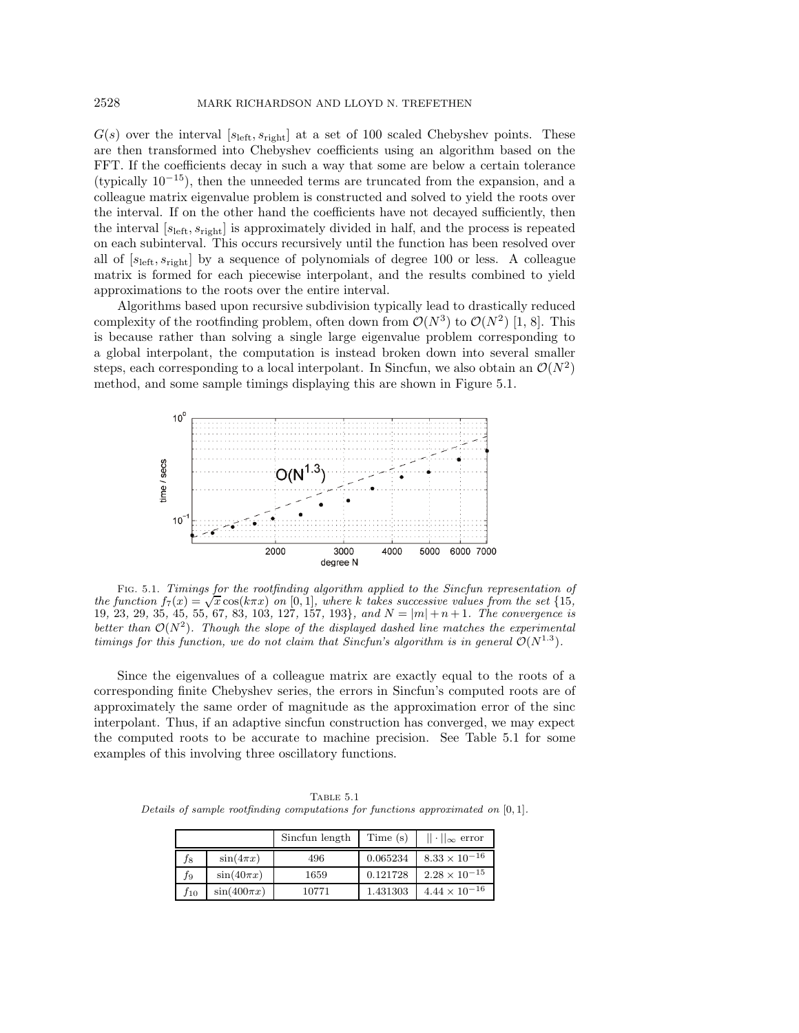$G(s)$ over the interval $[s_{\text{left}}, s_{\text{right}}]$ at a set of 100 scaled Chebyshev points. These are then transformed into Chebyshev coefficients using an algorithm based on the FFT. If the coefficients decay in such a way that some are below a certain tolerance (typically $10^{-15}$), then the unneeded terms are truncated from the expansion, and a colleague matrix eigenvalue problem is constructed and solved to yield the roots over the interval. If on the other hand the coefficients have not decayed sufficiently, then the interval $[s_{\text{left}}, s_{\text{right}}]$ is approximately divided in half, and the process is repeated on each subinterval. This occurs recursively until the function has been resolved over all of $[s_{\text{left}}, s_{\text{right}}]$ by a sequence of polynomials of degree 100 or less. A colleague matrix is formed for each piecewise interpolant, and the results combined to yield approximations to the roots over the entire interval.

Algorithms based upon recursive subdivision typically lead to drastically reduced complexity of the rootfinding problem, often down from $\mathcal{O}(N^3)$ to $\mathcal{O}(N^2)$ [1, 8]. This is because rather than solving a single large eigenvalue problem corresponding to a global interpolant, the computation is instead broken down into several smaller steps, each corresponding to a local interpolant. In Sincfun, we also obtain an $\mathcal{O}(N^2)$ method, and some sample timings displaying this are shown in Figure 5.1.

Fig. 5.1. *Timings for the rootfinding algorithm applied to the Sincfun representation of the function $f_7(x) = \sqrt{x}\cos(k\pi x)$ on $[0,1]$, where $k$ takes successive values from the set* {15, 19, 23, 29, 35, 45, 55, 67, 83, 103, 127, 157, 193}*, and $N = |m| + n + 1$. The convergence is better than $\mathcal{O}(N^2)$. Though the slope of the displayed dashed line matches the experimental timings for this function, we do not claim that Sincfun's algorithm is in general $\mathcal{O}(N^{1.3})$.*

Since the eigenvalues of a colleague matrix are exactly equal to the roots of a corresponding finite Chebyshev series, the errors in Sincfun's computed roots are of approximately the same order of magnitude as the approximation error of the sinc interpolant. Thus, if an adaptive sincfun construction has converged, we may expect the computed roots to be accurate to machine precision. See Table 5.1 for some examples of this involving three oscillatory functions.

Table 5.1
*Details of sample rootfinding computations for functions approximated on* $[0,1]$.

| | | Sincfun length | Time (s) | $\|\cdot\|_\infty$ error |
|---|---|---|---|---|
| $f_8$ | $\sin(4\pi x)$ | 496 | 0.065234 | $8.33 \times 10^{-16}$ |
| $f_9$ | $\sin(40\pi x)$ | 1659 | 0.121728 | $2.28 \times 10^{-15}$ |
| $f_{10}$ | $\sin(400\pi x)$ | 10771 | 1.431303 | $4.44 \times 10^{-16}$ |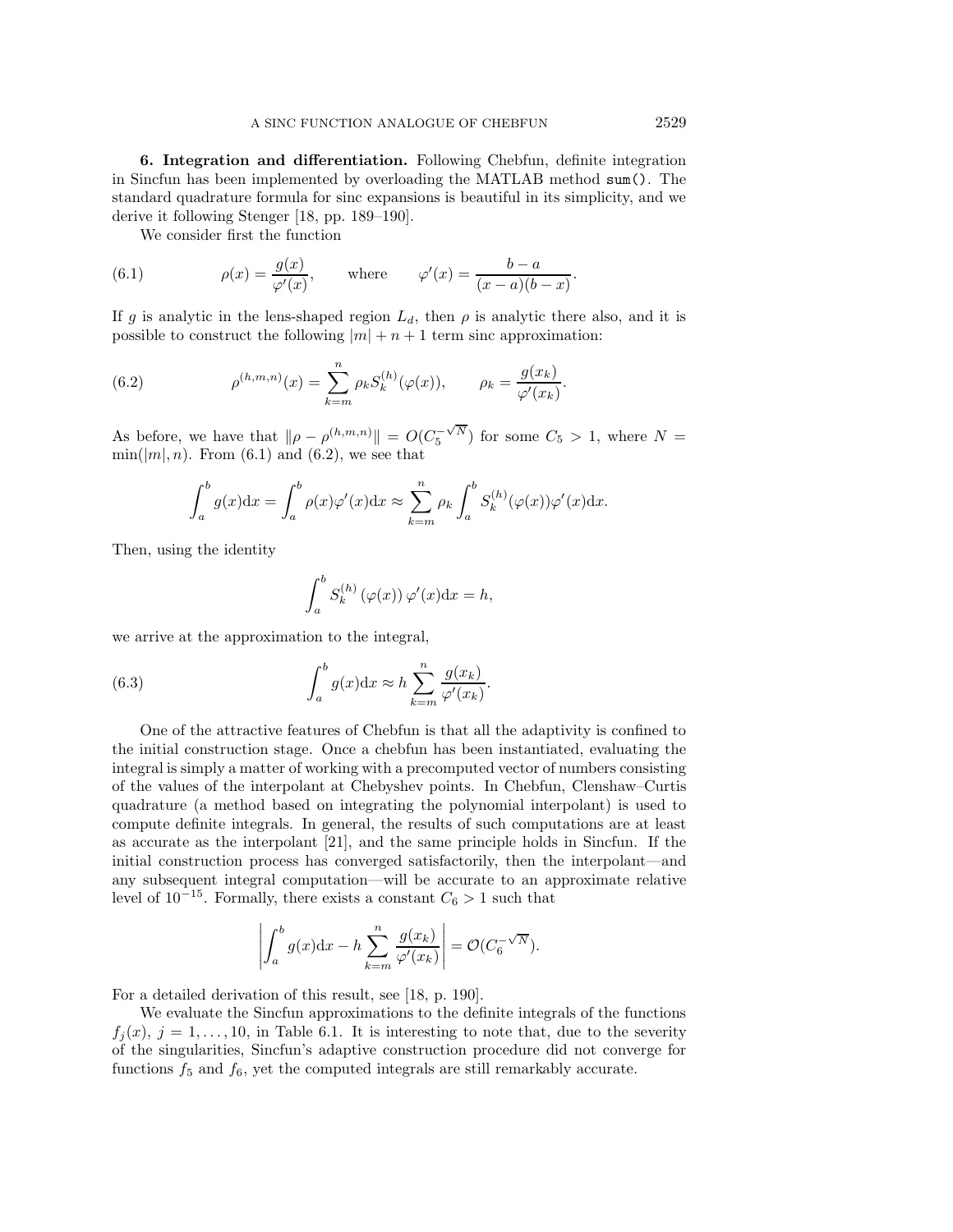## 6. Integration and differentiation.

Following Chebfun, definite integration in Sincfun has been implemented by overloading the MATLAB method `sum()`. The standard quadrature formula for sinc expansions is beautiful in its simplicity, and we derive it following Stenger [18, pp. 189–190].

We consider first the function

$$\rho(x) = \frac{g(x)}{\varphi'(x)}, \qquad \text{where} \qquad \varphi'(x) = \frac{b-a}{(x-a)(b-x)}. \tag{6.1}$$

If $g$ is analytic in the lens-shaped region $L_d$, then $\rho$ is analytic there also, and it is possible to construct the following $|m| + n + 1$ term sinc approximation:

$$\rho^{(h,m,n)}(x) = \sum_{k=m}^{n} \rho_k S_k^{(h)}(\varphi(x)), \qquad \rho_k = \frac{g(x_k)}{\varphi'(x_k)}. \tag{6.2}$$

As before, we have that $\|\rho - \rho^{(h,m,n)}\| = O(C_5^{-\sqrt{N}})$ for some $C_5 > 1$, where $N = \min(|m|, n)$. From (6.1) and (6.2), we see that

$$\int_a^b g(x)\mathrm{d}x = \int_a^b \rho(x)\varphi'(x)\mathrm{d}x \approx \sum_{k=m}^{n} \rho_k \int_a^b S_k^{(h)}(\varphi(x))\varphi'(x)\mathrm{d}x.$$

Then, using the identity

$$\int_a^b S_k^{(h)}\left(\varphi(x)\right)\varphi'(x)\mathrm{d}x = h,$$

we arrive at the approximation to the integral,

$$\int_a^b g(x)\mathrm{d}x \approx h \sum_{k=m}^{n} \frac{g(x_k)}{\varphi'(x_k)}. \tag{6.3}$$

One of the attractive features of Chebfun is that all the adaptivity is confined to the initial construction stage. Once a chebfun has been instantiated, evaluating the integral is simply a matter of working with a precomputed vector of numbers consisting of the values of the interpolant at Chebyshev points. In Chebfun, Clenshaw–Curtis quadrature (a method based on integrating the polynomial interpolant) is used to compute definite integrals. In general, the results of such computations are at least as accurate as the interpolant [21], and the same principle holds in Sincfun. If the initial construction process has converged satisfactorily, then the interpolant—and any subsequent integral computation—will be accurate to an approximate relative level of $10^{-15}$. Formally, there exists a constant $C_6 > 1$ such that

$$\left| \int_a^b g(x)\mathrm{d}x - h \sum_{k=m}^{n} \frac{g(x_k)}{\varphi'(x_k)} \right| = \mathcal{O}(C_6^{-\sqrt{N}}).$$

For a detailed derivation of this result, see [18, p. 190].

We evaluate the Sincfun approximations to the definite integrals of the functions $f_j(x)$, $j = 1, \ldots, 10$, in Table 6.1. It is interesting to note that, due to the severity of the singularities, Sincfun's adaptive construction procedure did not converge for functions $f_5$ and $f_6$, yet the computed integrals are still remarkably accurate.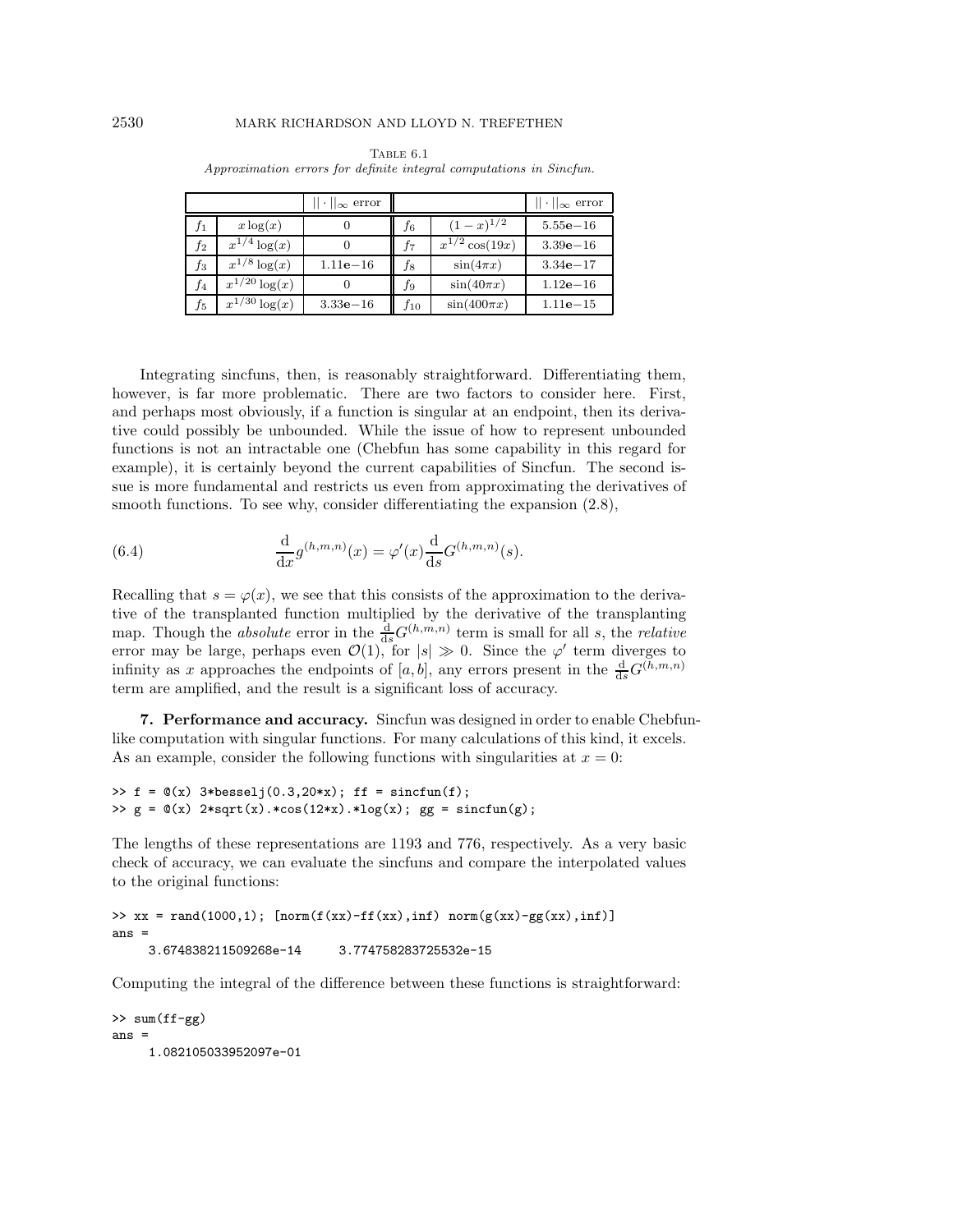Table 6.1
*Approximation errors for definite integral computations in Sincfun.*

| | | $\|\|\cdot\|\|_\infty$ error | | | $\|\|\cdot\|\|_\infty$ error |
|---|---|---|---|---|---|
| $f_1$ | $x\log(x)$ | 0 | $f_6$ | $(1-x)^{1/2}$ | 5.55e−16 |
| $f_2$ | $x^{1/4}\log(x)$ | 0 | $f_7$ | $x^{1/2}\cos(19x)$ | 3.39e−16 |
| $f_3$ | $x^{1/8}\log(x)$ | 1.11e−16 | $f_8$ | $\sin(4\pi x)$ | 3.34e−17 |
| $f_4$ | $x^{1/20}\log(x)$ | 0 | $f_9$ | $\sin(40\pi x)$ | 1.12e−16 |
| $f_5$ | $x^{1/30}\log(x)$ | 3.33e−16 | $f_{10}$ | $\sin(400\pi x)$ | 1.11e−15 |

Integrating sincfuns, then, is reasonably straightforward. Differentiating them, however, is far more problematic. There are two factors to consider here. First, and perhaps most obviously, if a function is singular at an endpoint, then its derivative could possibly be unbounded. While the issue of how to represent unbounded functions is not an intractable one (Chebfun has some capability in this regard for example), it is certainly beyond the current capabilities of Sincfun. The second issue is more fundamental and restricts us even from approximating the derivatives of smooth functions. To see why, consider differentiating the expansion (2.8),

$$\frac{\mathrm{d}}{\mathrm{d}x}g^{(h,m,n)}(x) = \varphi'(x)\frac{\mathrm{d}}{\mathrm{d}s}G^{(h,m,n)}(s). \tag{6.4}$$

Recalling that $s = \varphi(x)$, we see that this consists of the approximation to the derivative of the transplanted function multiplied by the derivative of the transplanting map. Though the *absolute* error in the $\frac{\mathrm{d}}{\mathrm{d}s}G^{(h,m,n)}$ term is small for all $s$, the *relative* error may be large, perhaps even $\mathcal{O}(1)$, for $|s| \gg 0$. Since the $\varphi'$ term diverges to infinity as $x$ approaches the endpoints of $[a,b]$, any errors present in the $\frac{\mathrm{d}}{\mathrm{d}s}G^{(h,m,n)}$ term are amplified, and the result is a significant loss of accuracy.

**7. Performance and accuracy.** Sincfun was designed in order to enable Chebfun-like computation with singular functions. For many calculations of this kind, it excels. As an example, consider the following functions with singularities at $x = 0$:

```
>> f = @(x) 3*besselj(0.3,20*x); ff = sincfun(f);
>> g = @(x) 2*sqrt(x).*cos(12*x).*log(x); gg = sincfun(g);
```

The lengths of these representations are 1193 and 776, respectively. As a very basic check of accuracy, we can evaluate the sincfuns and compare the interpolated values to the original functions:

```
>> xx = rand(1000,1); [norm(f(xx)-ff(xx),inf) norm(g(xx)-gg(xx),inf)]
ans =
     3.674838211509268e-14     3.774758283725532e-15
```

Computing the integral of the difference between these functions is straightforward:

```
>> sum(ff-gg)
ans =
     1.082105033952097e-01
```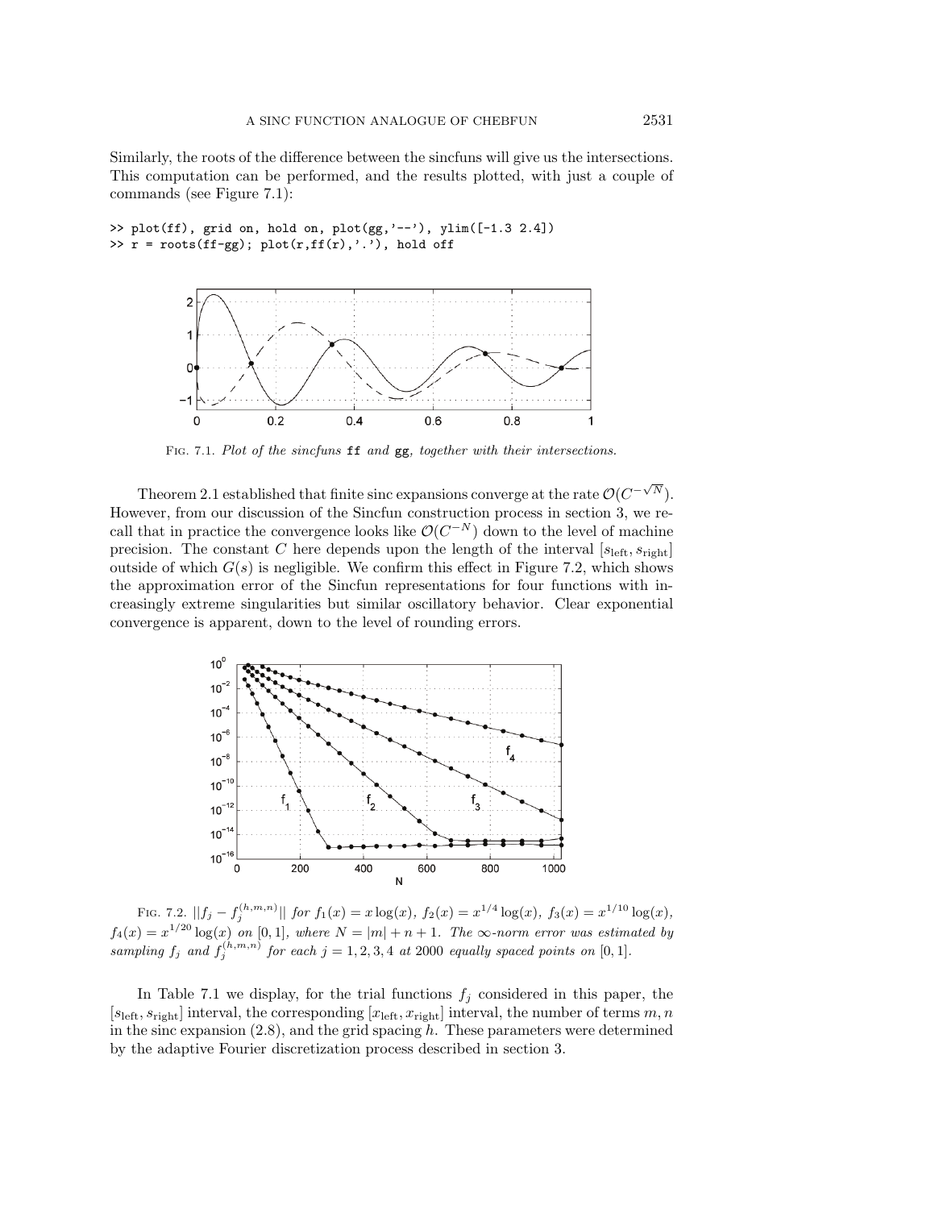Similarly, the roots of the difference between the sincfuns will give us the intersections. This computation can be performed, and the results plotted, with just a couple of commands (see Figure 7.1):

```
>> plot(ff), grid on, hold on, plot(gg,'--'), ylim([-1.3 2.4])
>> r = roots(ff-gg); plot(r,ff(r),'.'), hold off
```

Fig. 7.1. *Plot of the sincfuns* ff *and* gg*, together with their intersections.*

Theorem 2.1 established that finite sinc expansions converge at the rate $\mathcal{O}(C^{-\sqrt{N}})$. However, from our discussion of the Sincfun construction process in section 3, we recall that in practice the convergence looks like $\mathcal{O}(C^{-N})$ down to the level of machine precision. The constant $C$ here depends upon the length of the interval $[s_{\text{left}}, s_{\text{right}}]$ outside of which $G(s)$ is negligible. We confirm this effect in Figure 7.2, which shows the approximation error of the Sincfun representations for four functions with increasingly extreme singularities but similar oscillatory behavior. Clear exponential convergence is apparent, down to the level of rounding errors.

Fig. 7.2. $||f_j - f_j^{(h,m,n)}||$ *for* $f_1(x) = x\log(x)$*,* $f_2(x) = x^{1/4}\log(x)$*,* $f_3(x) = x^{1/10}\log(x)$*,* $f_4(x) = x^{1/20}\log(x)$ *on* $[0, 1]$*, where* $N = |m| + n + 1$*. The* $\infty$*-norm error was estimated by sampling* $f_j$ *and* $f_j^{(h,m,n)}$ *for each* $j = 1, 2, 3, 4$ *at* 2000 *equally spaced points on* $[0, 1]$*.*

In Table 7.1 we display, for the trial functions $f_j$ considered in this paper, the $[s_{\text{left}}, s_{\text{right}}]$ interval, the corresponding $[x_{\text{left}}, x_{\text{right}}]$ interval, the number of terms $m, n$ in the sinc expansion (2.8), and the grid spacing $h$. These parameters were determined by the adaptive Fourier discretization process described in section 3.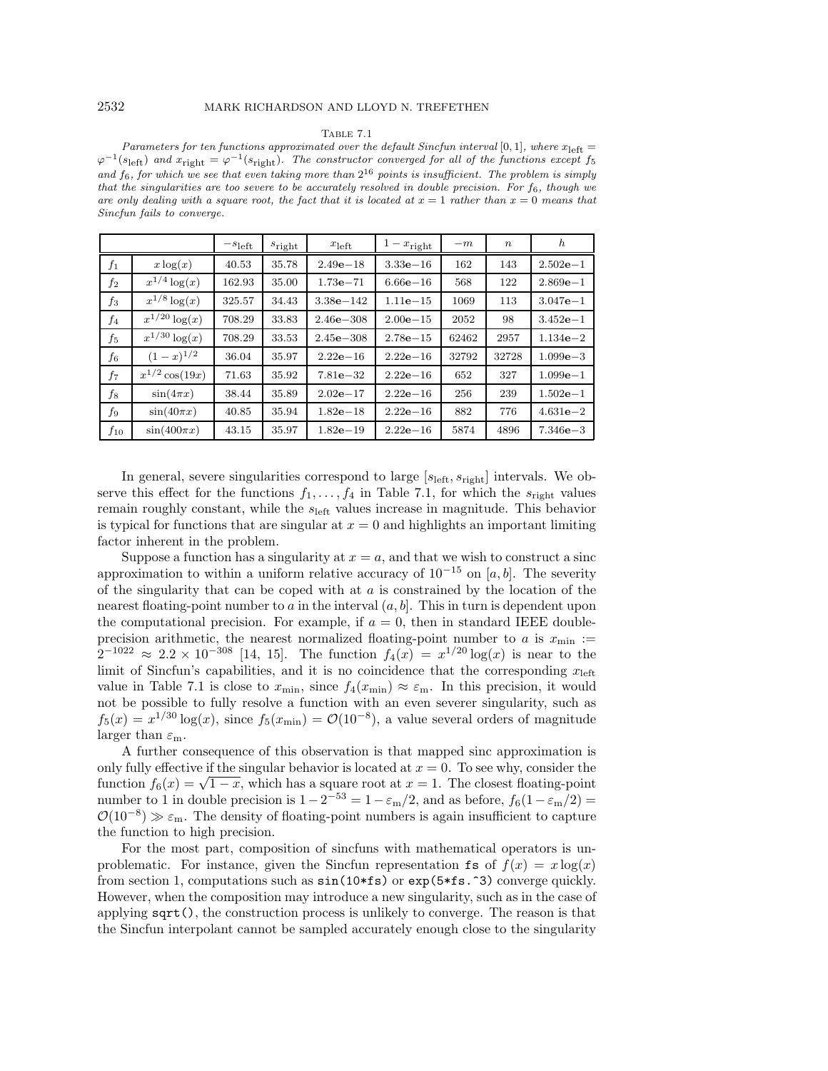Table 7.1

*Parameters for ten functions approximated over the default Sincfun interval* $[0,1]$*, where* $x_{\text{left}} = \varphi^{-1}(s_{\text{left}})$ *and* $x_{\text{right}} = \varphi^{-1}(s_{\text{right}})$*. The constructor converged for all of the functions except* $f_5$ *and* $f_6$*, for which we see that even taking more than* $2^{16}$ *points is insufficient. The problem is simply that the singularities are too severe to be accurately resolved in double precision. For* $f_6$*, though we are only dealing with a square root, the fact that it is located at* $x = 1$ *rather than* $x = 0$ *means that Sincfun fails to converge.*

| | | $-s_{\text{left}}$ | $s_{\text{right}}$ | $x_{\text{left}}$ | $1 - x_{\text{right}}$ | $-m$ | $n$ | $h$ |
|---|---|---|---|---|---|---|---|---|
| $f_1$ | $x\log(x)$ | 40.53 | 35.78 | 2.49e−18 | 3.33e−16 | 162 | 143 | 2.502e−1 |
| $f_2$ | $x^{1/4}\log(x)$ | 162.93 | 35.00 | 1.73e−71 | 6.66e−16 | 568 | 122 | 2.869e−1 |
| $f_3$ | $x^{1/8}\log(x)$ | 325.57 | 34.43 | 3.38e−142 | 1.11e−15 | 1069 | 113 | 3.047e−1 |
| $f_4$ | $x^{1/20}\log(x)$ | 708.29 | 33.83 | 2.46e−308 | 2.00e−15 | 2052 | 98 | 3.452e−1 |
| $f_5$ | $x^{1/30}\log(x)$ | 708.29 | 33.53 | 2.45e−308 | 2.78e−15 | 62462 | 2957 | 1.134e−2 |
| $f_6$ | $(1-x)^{1/2}$ | 36.04 | 35.97 | 2.22e−16 | 2.22e−16 | 32792 | 32728 | 1.099e−3 |
| $f_7$ | $x^{1/2}\cos(19x)$ | 71.63 | 35.92 | 7.81e−32 | 2.22e−16 | 652 | 327 | 1.099e−1 |
| $f_8$ | $\sin(4\pi x)$ | 38.44 | 35.89 | 2.02e−17 | 2.22e−16 | 256 | 239 | 1.502e−1 |
| $f_9$ | $\sin(40\pi x)$ | 40.85 | 35.94 | 1.82e−18 | 2.22e−16 | 882 | 776 | 4.631e−2 |
| $f_{10}$ | $\sin(400\pi x)$ | 43.15 | 35.97 | 1.82e−19 | 2.22e−16 | 5874 | 4896 | 7.346e−3 |

In general, severe singularities correspond to large $[s_{\text{left}}, s_{\text{right}}]$ intervals. We observe this effect for the functions $f_1, \ldots, f_4$ in Table 7.1, for which the $s_{\text{right}}$ values remain roughly constant, while the $s_{\text{left}}$ values increase in magnitude. This behavior is typical for functions that are singular at $x = 0$ and highlights an important limiting factor inherent in the problem.

Suppose a function has a singularity at $x = a$, and that we wish to construct a sinc approximation to within a uniform relative accuracy of $10^{-15}$ on $[a, b]$. The severity of the singularity that can be coped with at $a$ is constrained by the location of the nearest floating-point number to $a$ in the interval $(a, b]$. This in turn is dependent upon the computational precision. For example, if $a = 0$, then in standard IEEE double-precision arithmetic, the nearest normalized floating-point number to $a$ is $x_{\min} := 2^{-1022} \approx 2.2 \times 10^{-308}$ [14, 15]. The function $f_4(x) = x^{1/20}\log(x)$ is near to the limit of Sincfun's capabilities, and it is no coincidence that the corresponding $x_{\text{left}}$ value in Table 7.1 is close to $x_{\min}$, since $f_4(x_{\min}) \approx \varepsilon_{\text{m}}$. In this precision, it would not be possible to fully resolve a function with an even severer singularity, such as $f_5(x) = x^{1/30}\log(x)$, since $f_5(x_{\min}) = \mathcal{O}(10^{-8})$, a value several orders of magnitude larger than $\varepsilon_{\text{m}}$.

A further consequence of this observation is that mapped sinc approximation is only fully effective if the singular behavior is located at $x = 0$. To see why, consider the function $f_6(x) = \sqrt{1-x}$, which has a square root at $x = 1$. The closest floating-point number to 1 in double precision is $1 - 2^{-53} = 1 - \varepsilon_{\text{m}}/2$, and as before, $f_6(1 - \varepsilon_{\text{m}}/2) = \mathcal{O}(10^{-8}) \gg \varepsilon_{\text{m}}$. The density of floating-point numbers is again insufficient to capture the function to high precision.

For the most part, composition of sincfuns with mathematical operators is unproblematic. For instance, given the Sincfun representation `fs` of $f(x) = x\log(x)$ from section 1, computations such as `sin(10*fs)` or `exp(5*fs.^3)` converge quickly. However, when the composition may introduce a new singularity, such as in the case of applying `sqrt()`, the construction process is unlikely to converge. The reason is that the Sincfun interpolant cannot be sampled accurately enough close to the singularity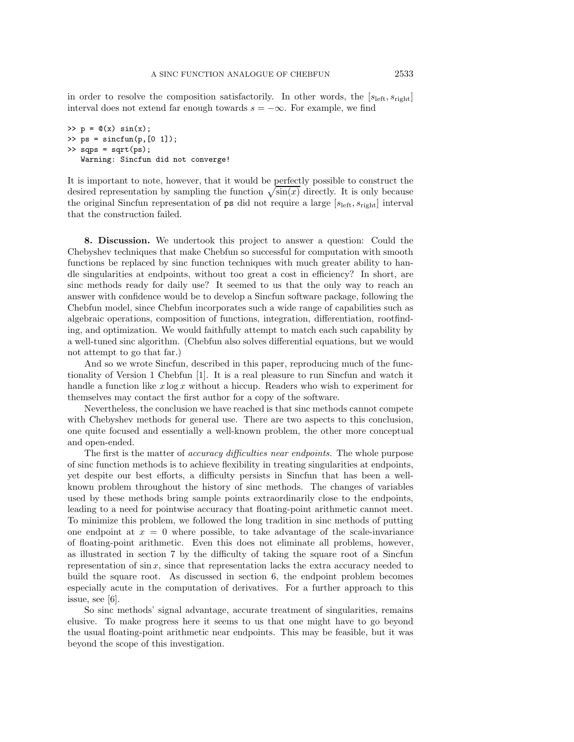in order to resolve the composition satisfactorily. In other words, the $[s_{\text{left}}, s_{\text{right}}]$ interval does not extend far enough towards $s = -\infty$. For example, we find

```
>> p = @(x) sin(x);
>> ps = sincfun(p,[0 1]);
>> sqps = sqrt(ps);
   Warning: Sincfun did not converge!
```

It is important to note, however, that it would be perfectly possible to construct the desired representation by sampling the function $\sqrt{\sin(x)}$ directly. It is only because the original Sincfun representation of `ps` did not require a large $[s_{\text{left}}, s_{\text{right}}]$ interval that the construction failed.

## 8. Discussion.

We undertook this project to answer a question: Could the Chebyshev techniques that make Chebfun so successful for computation with smooth functions be replaced by sinc function techniques with much greater ability to handle singularities at endpoints, without too great a cost in efficiency? In short, are sinc methods ready for daily use? It seemed to us that the only way to reach an answer with confidence would be to develop a Sincfun software package, following the Chebfun model, since Chebfun incorporates such a wide range of capabilities such as algebraic operations, composition of functions, integration, differentiation, rootfinding, and optimization. We would faithfully attempt to match each such capability by a well-tuned sinc algorithm. (Chebfun also solves differential equations, but we would not attempt to go that far.)

And so we wrote Sincfun, described in this paper, reproducing much of the functionality of Version 1 Chebfun [1]. It is a real pleasure to run Sincfun and watch it handle a function like $x \log x$ without a hiccup. Readers who wish to experiment for themselves may contact the first author for a copy of the software.

Nevertheless, the conclusion we have reached is that sinc methods cannot compete with Chebyshev methods for general use. There are two aspects to this conclusion, one quite focused and essentially a well-known problem, the other more conceptual and open-ended.

The first is the matter of *accuracy difficulties near endpoints.* The whole purpose of sinc function methods is to achieve flexibility in treating singularities at endpoints, yet despite our best efforts, a difficulty persists in Sincfun that has been a well-known problem throughout the history of sinc methods. The changes of variables used by these methods bring sample points extraordinarily close to the endpoints, leading to a need for pointwise accuracy that floating-point arithmetic cannot meet. To minimize this problem, we followed the long tradition in sinc methods of putting one endpoint at $x = 0$ where possible, to take advantage of the scale-invariance of floating-point arithmetic. Even this does not eliminate all problems, however, as illustrated in section 7 by the difficulty of taking the square root of a Sincfun representation of $\sin x$, since that representation lacks the extra accuracy needed to build the square root. As discussed in section 6, the endpoint problem becomes especially acute in the computation of derivatives. For a further approach to this issue, see [6].

So sinc methods' signal advantage, accurate treatment of singularities, remains elusive. To make progress here it seems to us that one might have to go beyond the usual floating-point arithmetic near endpoints. This may be feasible, but it was beyond the scope of this investigation.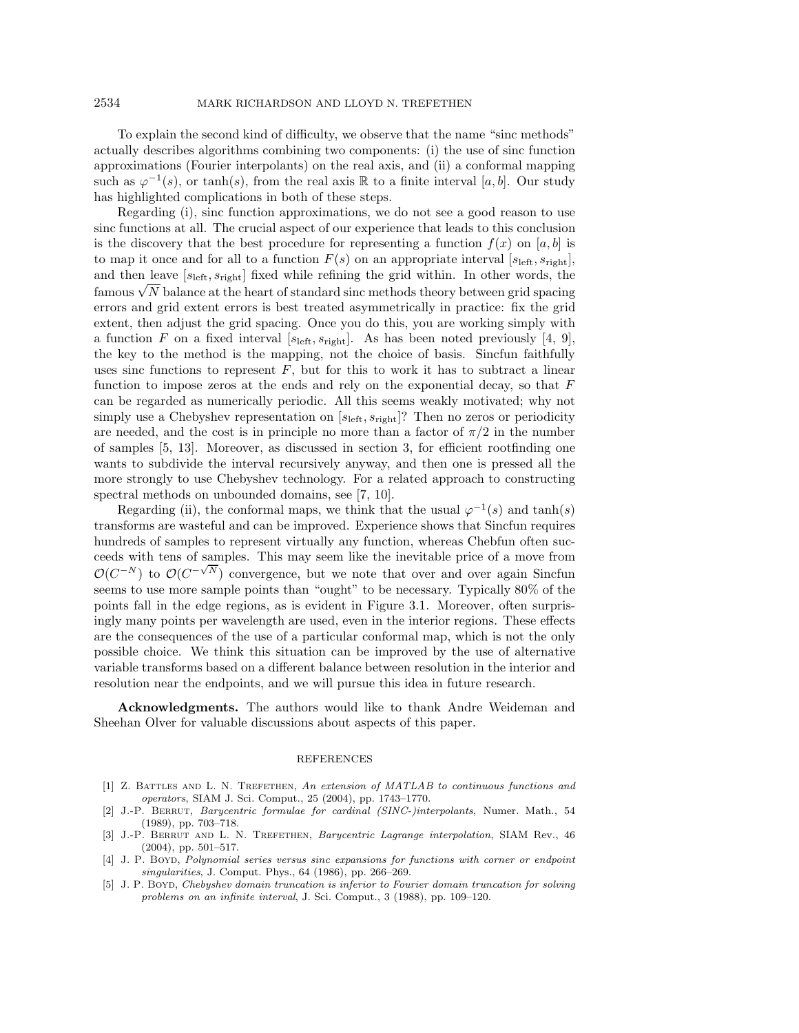To explain the second kind of difficulty, we observe that the name "sinc methods" actually describes algorithms combining two components: (i) the use of sinc function approximations (Fourier interpolants) on the real axis, and (ii) a conformal mapping such as $\varphi^{-1}(s)$, or $\tanh(s)$, from the real axis $\mathbb{R}$ to a finite interval $[a, b]$. Our study has highlighted complications in both of these steps.

Regarding (i), sinc function approximations, we do not see a good reason to use sinc functions at all. The crucial aspect of our experience that leads to this conclusion is the discovery that the best procedure for representing a function $f(x)$ on $[a, b]$ is to map it once and for all to a function $F(s)$ on an appropriate interval $[s_{\text{left}}, s_{\text{right}}]$, and then leave $[s_{\text{left}}, s_{\text{right}}]$ fixed while refining the grid within. In other words, the famous $\sqrt{N}$ balance at the heart of standard sinc methods theory between grid spacing errors and grid extent errors is best treated asymmetrically in practice: fix the grid extent, then adjust the grid spacing. Once you do this, you are working simply with a function $F$ on a fixed interval $[s_{\text{left}}, s_{\text{right}}]$. As has been noted previously [4, 9], the key to the method is the mapping, not the choice of basis. Sincfun faithfully uses sinc functions to represent $F$, but for this to work it has to subtract a linear function to impose zeros at the ends and rely on the exponential decay, so that $F$ can be regarded as numerically periodic. All this seems weakly motivated; why not simply use a Chebyshev representation on $[s_{\text{left}}, s_{\text{right}}]$? Then no zeros or periodicity are needed, and the cost is in principle no more than a factor of $\pi/2$ in the number of samples [5, 13]. Moreover, as discussed in section 3, for efficient rootfinding one wants to subdivide the interval recursively anyway, and then one is pressed all the more strongly to use Chebyshev technology. For a related approach to constructing spectral methods on unbounded domains, see [7, 10].

Regarding (ii), the conformal maps, we think that the usual $\varphi^{-1}(s)$ and $\tanh(s)$ transforms are wasteful and can be improved. Experience shows that Sincfun requires hundreds of samples to represent virtually any function, whereas Chebfun often succeeds with tens of samples. This may seem like the inevitable price of a move from $\mathcal{O}(C^{-N})$ to $\mathcal{O}(C^{-\sqrt{N}})$ convergence, but we note that over and over again Sincfun seems to use more sample points than "ought" to be necessary. Typically 80% of the points fall in the edge regions, as is evident in Figure 3.1. Moreover, often surprisingly many points per wavelength are used, even in the interior regions. These effects are the consequences of the use of a particular conformal map, which is not the only possible choice. We think this situation can be improved by the use of alternative variable transforms based on a different balance between resolution in the interior and resolution near the endpoints, and we will pursue this idea in future research.

**Acknowledgments.** The authors would like to thank Andre Weideman and Sheehan Olver for valuable discussions about aspects of this paper.

## REFERENCES

[1] Z. Battles and L. N. Trefethen, *An extension of MATLAB to continuous functions and operators*, SIAM J. Sci. Comput., 25 (2004), pp. 1743–1770.

[2] J.-P. Berrut, *Barycentric formulae for cardinal (SINC-)interpolants*, Numer. Math., 54 (1989), pp. 703–718.

[3] J.-P. Berrut and L. N. Trefethen, *Barycentric Lagrange interpolation*, SIAM Rev., 46 (2004), pp. 501–517.

[4] J. P. Boyd, *Polynomial series versus sinc expansions for functions with corner or endpoint singularities*, J. Comput. Phys., 64 (1986), pp. 266–269.

[5] J. P. Boyd, *Chebyshev domain truncation is inferior to Fourier domain truncation for solving problems on an infinite interval*, J. Sci. Comput., 3 (1988), pp. 109–120.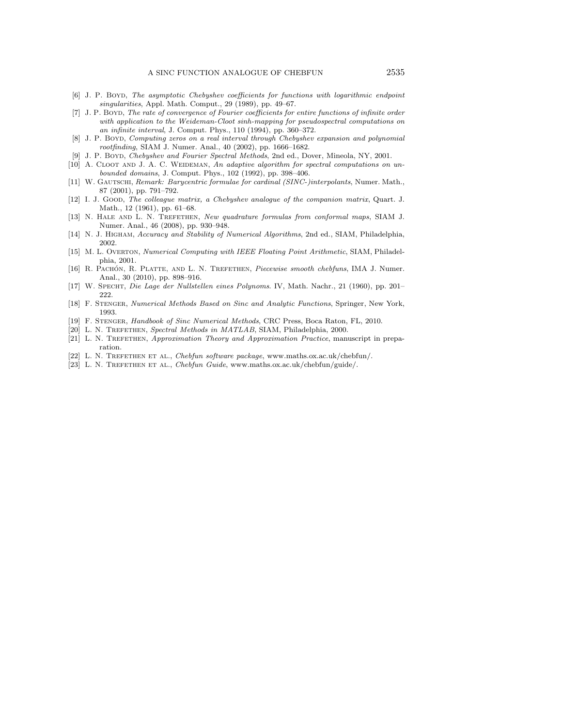[6] J. P. Boyd, *The asymptotic Chebyshev coefficients for functions with logarithmic endpoint singularities*, Appl. Math. Comput., 29 (1989), pp. 49–67.

[7] J. P. Boyd, *The rate of convergence of Fourier coefficients for entire functions of infinite order with application to the Weideman-Cloot sinh-mapping for pseudospectral computations on an infinite interval*, J. Comput. Phys., 110 (1994), pp. 360–372.

[8] J. P. Boyd, *Computing zeros on a real interval through Chebyshev expansion and polynomial rootfinding*, SIAM J. Numer. Anal., 40 (2002), pp. 1666–1682.

[9] J. P. Boyd, *Chebyshev and Fourier Spectral Methods*, 2nd ed., Dover, Mineola, NY, 2001.

[10] A. Cloot and J. A. C. Weideman, *An adaptive algorithm for spectral computations on unbounded domains*, J. Comput. Phys., 102 (1992), pp. 398–406.

[11] W. Gautschi, *Remark: Barycentric formulae for cardinal (SINC-)interpolants*, Numer. Math., 87 (2001), pp. 791–792.

[12] I. J. Good, *The colleague matrix, a Chebyshev analogue of the companion matrix*, Quart. J. Math., 12 (1961), pp. 61–68.

[13] N. Hale and L. N. Trefethen, *New quadrature formulas from conformal maps*, SIAM J. Numer. Anal., 46 (2008), pp. 930–948.

[14] N. J. Higham, *Accuracy and Stability of Numerical Algorithms*, 2nd ed., SIAM, Philadelphia, 2002.

[15] M. L. Overton, *Numerical Computing with IEEE Floating Point Arithmetic*, SIAM, Philadelphia, 2001.

[16] R. Pachón, R. Platte, and L. N. Trefethen, *Piecewise smooth chebfuns*, IMA J. Numer. Anal., 30 (2010), pp. 898–916.

[17] W. Specht, *Die Lage der Nullstellen eines Polynoms*. IV, Math. Nachr., 21 (1960), pp. 201–222.

[18] F. Stenger, *Numerical Methods Based on Sinc and Analytic Functions*, Springer, New York, 1993.

[19] F. Stenger, *Handbook of Sinc Numerical Methods*, CRC Press, Boca Raton, FL, 2010.

[20] L. N. Trefethen, *Spectral Methods in MATLAB*, SIAM, Philadelphia, 2000.

[21] L. N. Trefethen, *Approximation Theory and Approximation Practice*, manuscript in preparation.

[22] L. N. Trefethen et al., *Chebfun software package*, www.maths.ox.ac.uk/chebfun/.

[23] L. N. Trefethen et al., *Chebfun Guide*, www.maths.ox.ac.uk/chebfun/guide/.